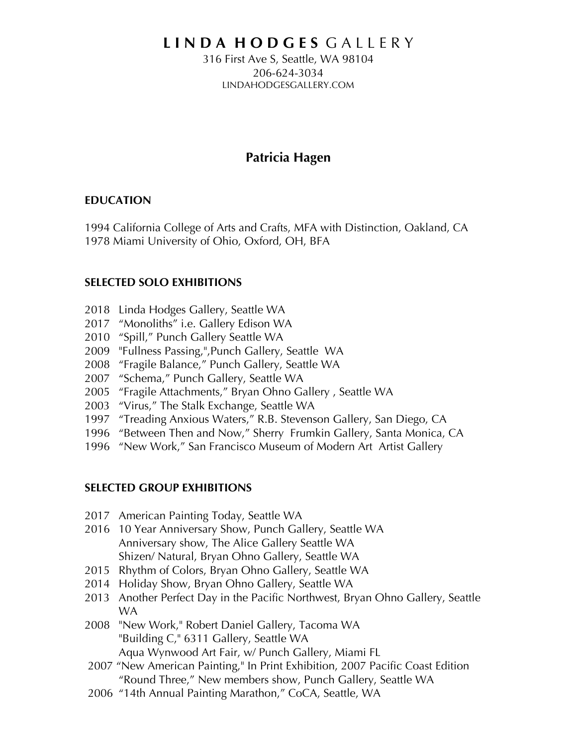# **LINDA HODGES** GALLERY

316 First Ave S, Seattle, WA 98104
206-624-3034
LINDAHODGESGALLERY.COM

## Patricia Hagen

### EDUCATION

1994 California College of Arts and Crafts, MFA with Distinction, Oakland, CA
1978 Miami University of Ohio, Oxford, OH, BFA

### SELECTED SOLO EXHIBITIONS

2018 Linda Hodges Gallery, Seattle WA
2017 "Monoliths" i.e. Gallery Edison WA
2010 "Spill," Punch Gallery Seattle WA
2009 "Fullness Passing,",Punch Gallery, Seattle WA
2008 "Fragile Balance," Punch Gallery, Seattle WA
2007 "Schema," Punch Gallery, Seattle WA
2005 "Fragile Attachments," Bryan Ohno Gallery , Seattle WA
2003 "Virus," The Stalk Exchange, Seattle WA
1997 "Treading Anxious Waters," R.B. Stevenson Gallery, San Diego, CA
1996 "Between Then and Now," Sherry Frumkin Gallery, Santa Monica, CA
1996 "New Work," San Francisco Museum of Modern Art Artist Gallery

### SELECTED GROUP EXHIBITIONS

2017 American Painting Today, Seattle WA
2016 10 Year Anniversary Show, Punch Gallery, Seattle WA
Anniversary show, The Alice Gallery Seattle WA
Shizen/ Natural, Bryan Ohno Gallery, Seattle WA
2015 Rhythm of Colors, Bryan Ohno Gallery, Seattle WA
2014 Holiday Show, Bryan Ohno Gallery, Seattle WA
2013 Another Perfect Day in the Pacific Northwest, Bryan Ohno Gallery, Seattle WA
2008 "New Work," Robert Daniel Gallery, Tacoma WA
"Building C," 6311 Gallery, Seattle WA
Aqua Wynwood Art Fair, w/ Punch Gallery, Miami FL
2007 "New American Painting," In Print Exhibition, 2007 Pacific Coast Edition
"Round Three," New members show, Punch Gallery, Seattle WA
2006 "14th Annual Painting Marathon," CoCA, Seattle, WA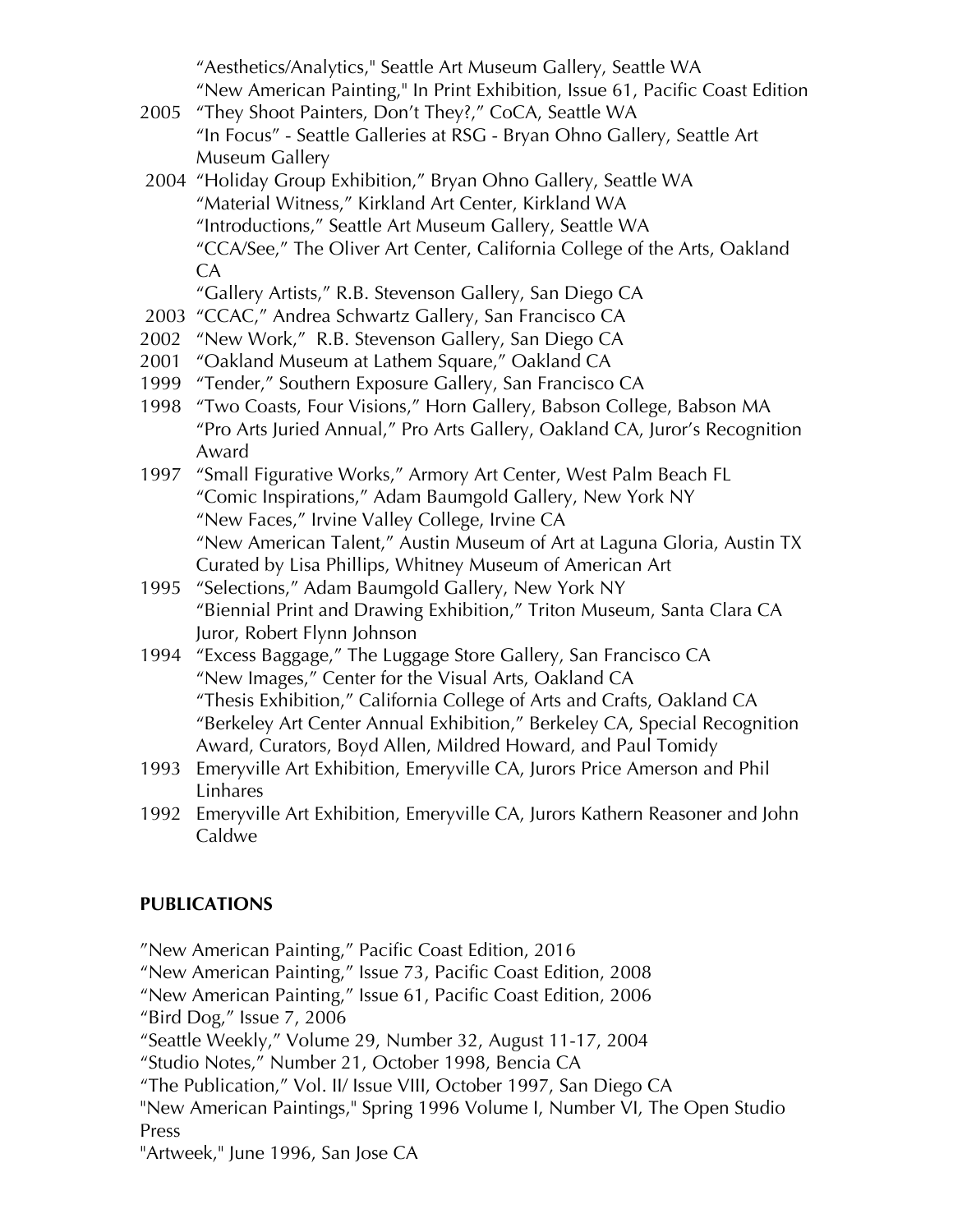"Aesthetics/Analytics," Seattle Art Museum Gallery, Seattle WA
"New American Painting," In Print Exhibition, Issue 61, Pacific Coast Edition

2005 "They Shoot Painters, Don't They?," CoCA, Seattle WA
"In Focus" - Seattle Galleries at RSG - Bryan Ohno Gallery, Seattle Art Museum Gallery

2004 "Holiday Group Exhibition," Bryan Ohno Gallery, Seattle WA
"Material Witness," Kirkland Art Center, Kirkland WA
"Introductions," Seattle Art Museum Gallery, Seattle WA
"CCA/See," The Oliver Art Center, California College of the Arts, Oakland CA
"Gallery Artists," R.B. Stevenson Gallery, San Diego CA

2003 "CCAC," Andrea Schwartz Gallery, San Francisco CA

2002 "New Work," R.B. Stevenson Gallery, San Diego CA

2001 "Oakland Museum at Lathem Square," Oakland CA

1999 "Tender," Southern Exposure Gallery, San Francisco CA

1998 "Two Coasts, Four Visions," Horn Gallery, Babson College, Babson MA
"Pro Arts Juried Annual," Pro Arts Gallery, Oakland CA, Juror's Recognition Award

1997 "Small Figurative Works," Armory Art Center, West Palm Beach FL
"Comic Inspirations," Adam Baumgold Gallery, New York NY
"New Faces," Irvine Valley College, Irvine CA
"New American Talent," Austin Museum of Art at Laguna Gloria, Austin TX Curated by Lisa Phillips, Whitney Museum of American Art

1995 "Selections," Adam Baumgold Gallery, New York NY
"Biennial Print and Drawing Exhibition," Triton Museum, Santa Clara CA Juror, Robert Flynn Johnson

1994 "Excess Baggage," The Luggage Store Gallery, San Francisco CA
"New Images," Center for the Visual Arts, Oakland CA
"Thesis Exhibition," California College of Arts and Crafts, Oakland CA
"Berkeley Art Center Annual Exhibition," Berkeley CA, Special Recognition Award, Curators, Boyd Allen, Mildred Howard, and Paul Tomidy

1993 Emeryville Art Exhibition, Emeryville CA, Jurors Price Amerson and Phil Linhares

1992 Emeryville Art Exhibition, Emeryville CA, Jurors Kathern Reasoner and John Caldwe

**PUBLICATIONS**

"New American Painting," Pacific Coast Edition, 2016
"New American Painting," Issue 73, Pacific Coast Edition, 2008
"New American Painting," Issue 61, Pacific Coast Edition, 2006
"Bird Dog," Issue 7, 2006
"Seattle Weekly," Volume 29, Number 32, August 11-17, 2004
"Studio Notes," Number 21, October 1998, Bencia CA
"The Publication," Vol. II/ Issue VIII, October 1997, San Diego CA
"New American Paintings," Spring 1996 Volume I, Number VI, The Open Studio Press
"Artweek," June 1996, San Jose CA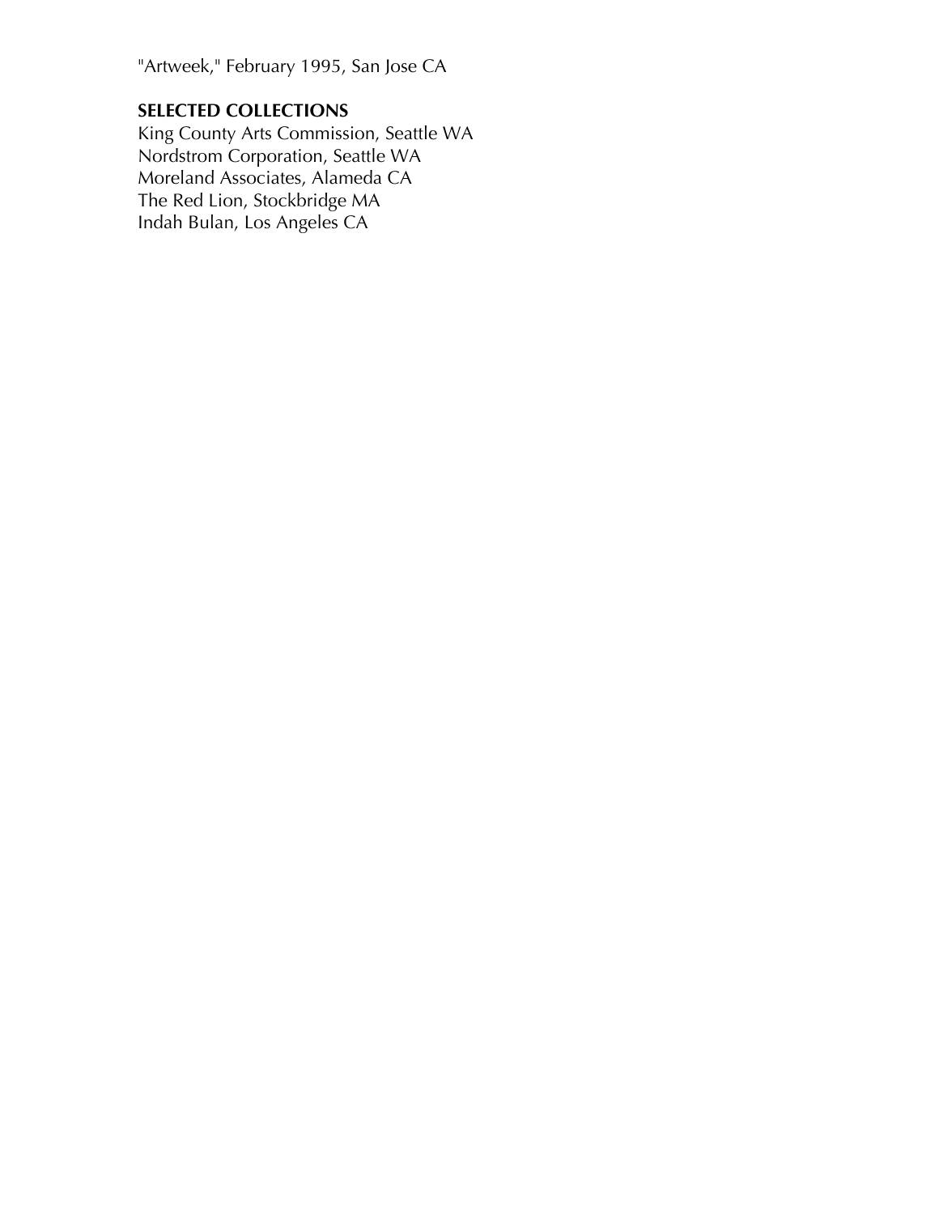"Artweek," February 1995, San Jose CA

**SELECTED COLLECTIONS**

King County Arts Commission, Seattle WA
Nordstrom Corporation, Seattle WA
Moreland Associates, Alameda CA
The Red Lion, Stockbridge MA
Indah Bulan, Los Angeles CA